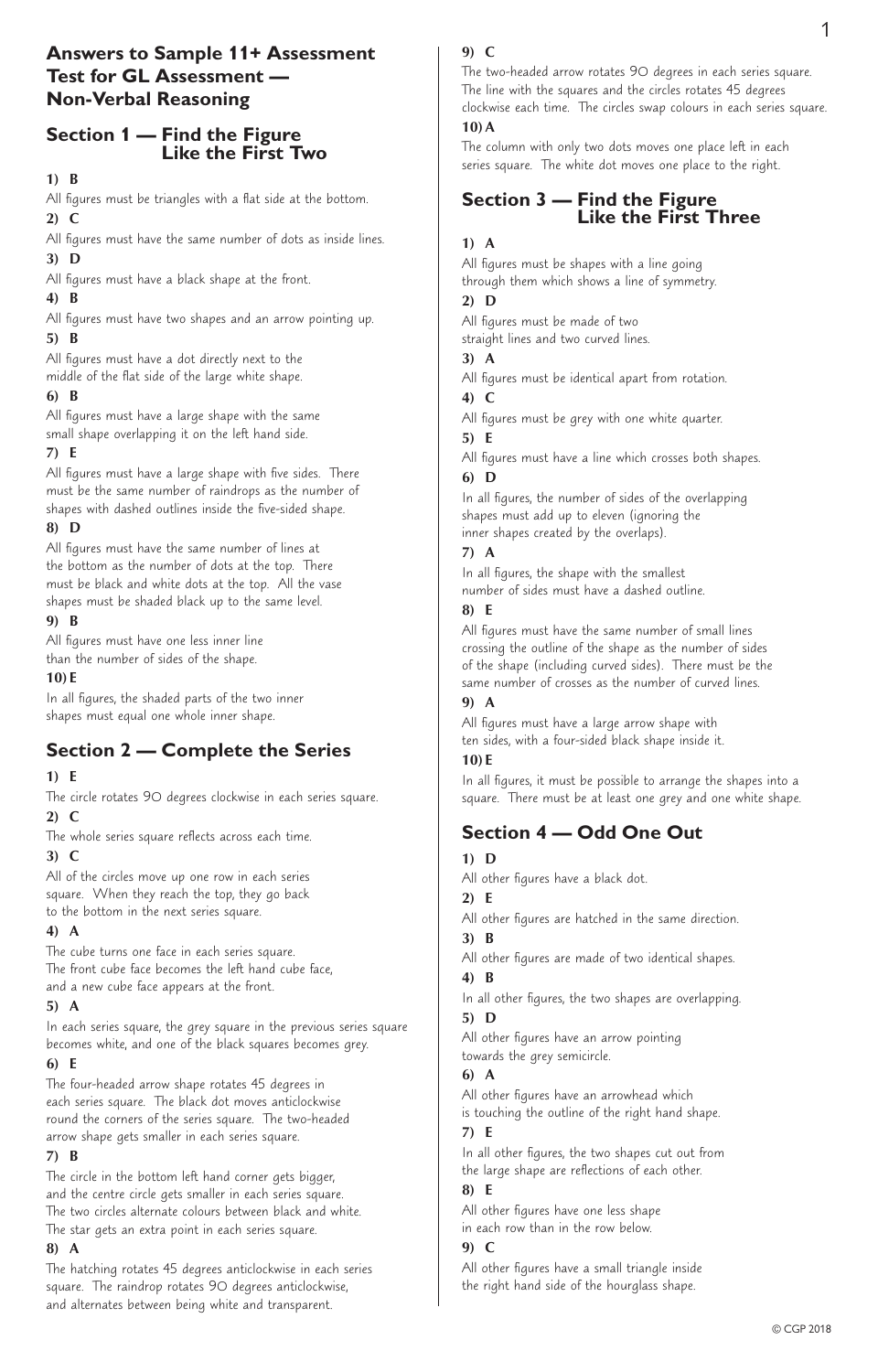# Answers to Sample 11+ Assessment Test for GL Assessment — Non-Verbal Reasoning

## Section 1 — Find the Figure Like the First Two

**1) B**

All figures must be triangles with a flat side at the bottom.

**2) C**

All figures must have the same number of dots as inside lines.

**3) D**

All figures must have a black shape at the front.

**4) B**

All figures must have two shapes and an arrow pointing up.

**5) B**

All figures must have a dot directly next to the middle of the flat side of the large white shape.

**6) B**

All figures must have a large shape with the same small shape overlapping it on the left hand side.

**7) E**

All figures must have a large shape with five sides. There must be the same number of raindrops as the number of shapes with dashed outlines inside the five-sided shape.

**8) D**

All figures must have the same number of lines at the bottom as the number of dots at the top. There must be black and white dots at the top. All the vase shapes must be shaded black up to the same level.

**9) B**

All figures must have one less inner line than the number of sides of the shape.

**10) E**

In all figures, the shaded parts of the two inner shapes must equal one whole inner shape.

## Section 2 — Complete the Series

**1) E**

The circle rotates 90 degrees clockwise in each series square.

**2) C**

The whole series square reflects across each time.

**3) C**

All of the circles move up one row in each series square. When they reach the top, they go back to the bottom in the next series square.

**4) A**

The cube turns one face in each series square. The front cube face becomes the left hand cube face, and a new cube face appears at the front.

**5) A**

In each series square, the grey square in the previous series square becomes white, and one of the black squares becomes grey.

**6) E**

The four-headed arrow shape rotates 45 degrees in each series square. The black dot moves anticlockwise round the corners of the series square. The two-headed arrow shape gets smaller in each series square.

**7) B**

The circle in the bottom left hand corner gets bigger, and the centre circle gets smaller in each series square. The two circles alternate colours between black and white. The star gets an extra point in each series square.

**8) A**

The hatching rotates 45 degrees anticlockwise in each series square. The raindrop rotates 90 degrees anticlockwise, and alternates between being white and transparent.

**9) C**

The two-headed arrow rotates 90 degrees in each series square. The line with the squares and the circles rotates 45 degrees clockwise each time. The circles swap colours in each series square.

**10) A**

The column with only two dots moves one place left in each series square. The white dot moves one place to the right.

## Section 3 — Find the Figure Like the First Three

**1) A**

All figures must be shapes with a line going through them which shows a line of symmetry.

**2) D**

All figures must be made of two straight lines and two curved lines.

**3) A**

All figures must be identical apart from rotation.

**4) C**

All figures must be grey with one white quarter.

**5) E**

All figures must have a line which crosses both shapes.

**6) D**

In all figures, the number of sides of the overlapping shapes must add up to eleven (ignoring the inner shapes created by the overlaps).

**7) A**

In all figures, the shape with the smallest number of sides must have a dashed outline.

**8) E**

All figures must have the same number of small lines crossing the outline of the shape as the number of sides of the shape (including curved sides). There must be the same number of crosses as the number of curved lines.

**9) A**

All figures must have a large arrow shape with ten sides, with a four-sided black shape inside it.

**10) E**

In all figures, it must be possible to arrange the shapes into a square. There must be at least one grey and one white shape.

## Section 4 — Odd One Out

**1) D**

All other figures have a black dot.

**2) E**

All other figures are hatched in the same direction.

**3) B**

All other figures are made of two identical shapes.

**4) B**

In all other figures, the two shapes are overlapping.

**5) D**

All other figures have an arrow pointing towards the grey semicircle.

**6) A**

All other figures have an arrowhead which is touching the outline of the right hand shape.

**7) E**

In all other figures, the two shapes cut out from the large shape are reflections of each other.

**8) E**

All other figures have one less shape in each row than in the row below.

**9) C**

All other figures have a small triangle inside the right hand side of the hourglass shape.

© CGP 2018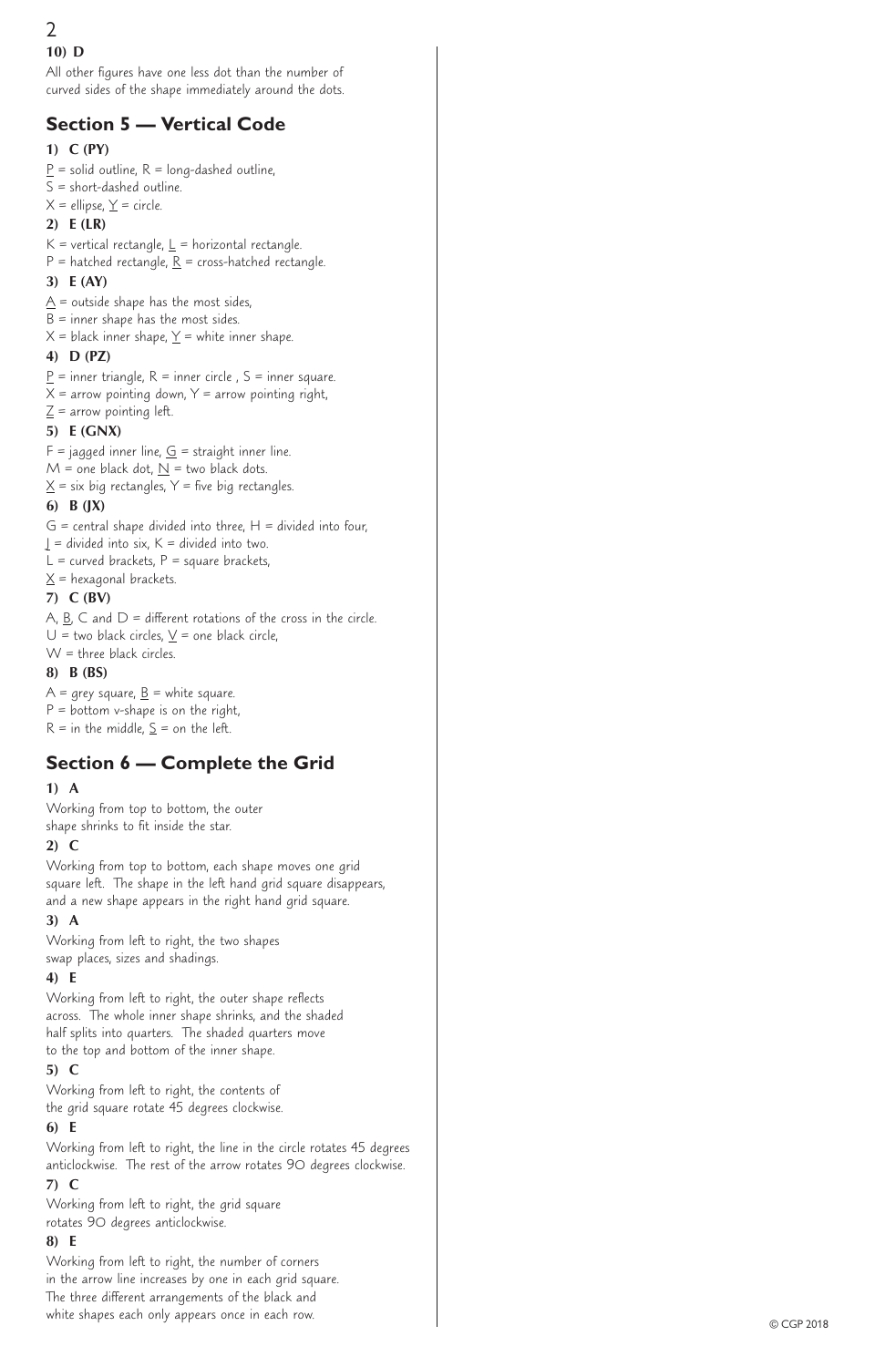**10) D**

All other figures have one less dot than the number of curved sides of the shape immediately around the dots.

## Section 5 — Vertical Code

**1) C (PY)**

P = solid outline, R = long-dashed outline,
S = short-dashed outline.
X = ellipse, Y = circle.

**2) E (LR)**

K = vertical rectangle, L = horizontal rectangle.
P = hatched rectangle, R = cross-hatched rectangle.

**3) E (AY)**

A = outside shape has the most sides,
B = inner shape has the most sides.
X = black inner shape, Y = white inner shape.

**4) D (PZ)**

P = inner triangle, R = inner circle , S = inner square.
X = arrow pointing down, Y = arrow pointing right,
Z = arrow pointing left.

**5) E (GNX)**

F = jagged inner line, G = straight inner line.
M = one black dot, N = two black dots.
X = six big rectangles, Y = five big rectangles.

**6) B (JX)**

G = central shape divided into three, H = divided into four,
J = divided into six, K = divided into two.
L = curved brackets, P = square brackets,
X = hexagonal brackets.

**7) C (BV)**

A, B, C and D = different rotations of the cross in the circle.
U = two black circles, V = one black circle,
W = three black circles.

**8) B (BS)**

A = grey square, B = white square.
P = bottom v-shape is on the right,
R = in the middle, S = on the left.

## Section 6 — Complete the Grid

**1) A**

Working from top to bottom, the outer shape shrinks to fit inside the star.

**2) C**

Working from top to bottom, each shape moves one grid square left. The shape in the left hand grid square disappears, and a new shape appears in the right hand grid square.

**3) A**

Working from left to right, the two shapes swap places, sizes and shadings.

**4) E**

Working from left to right, the outer shape reflects across. The whole inner shape shrinks, and the shaded half splits into quarters. The shaded quarters move to the top and bottom of the inner shape.

**5) C**

Working from left to right, the contents of the grid square rotate 45 degrees clockwise.

**6) E**

Working from left to right, the line in the circle rotates 45 degrees anticlockwise. The rest of the arrow rotates 90 degrees clockwise.

**7) C**

Working from left to right, the grid square rotates 90 degrees anticlockwise.

**8) E**

Working from left to right, the number of corners in the arrow line increases by one in each grid square. The three different arrangements of the black and white shapes each only appears once in each row.

© CGP 2018